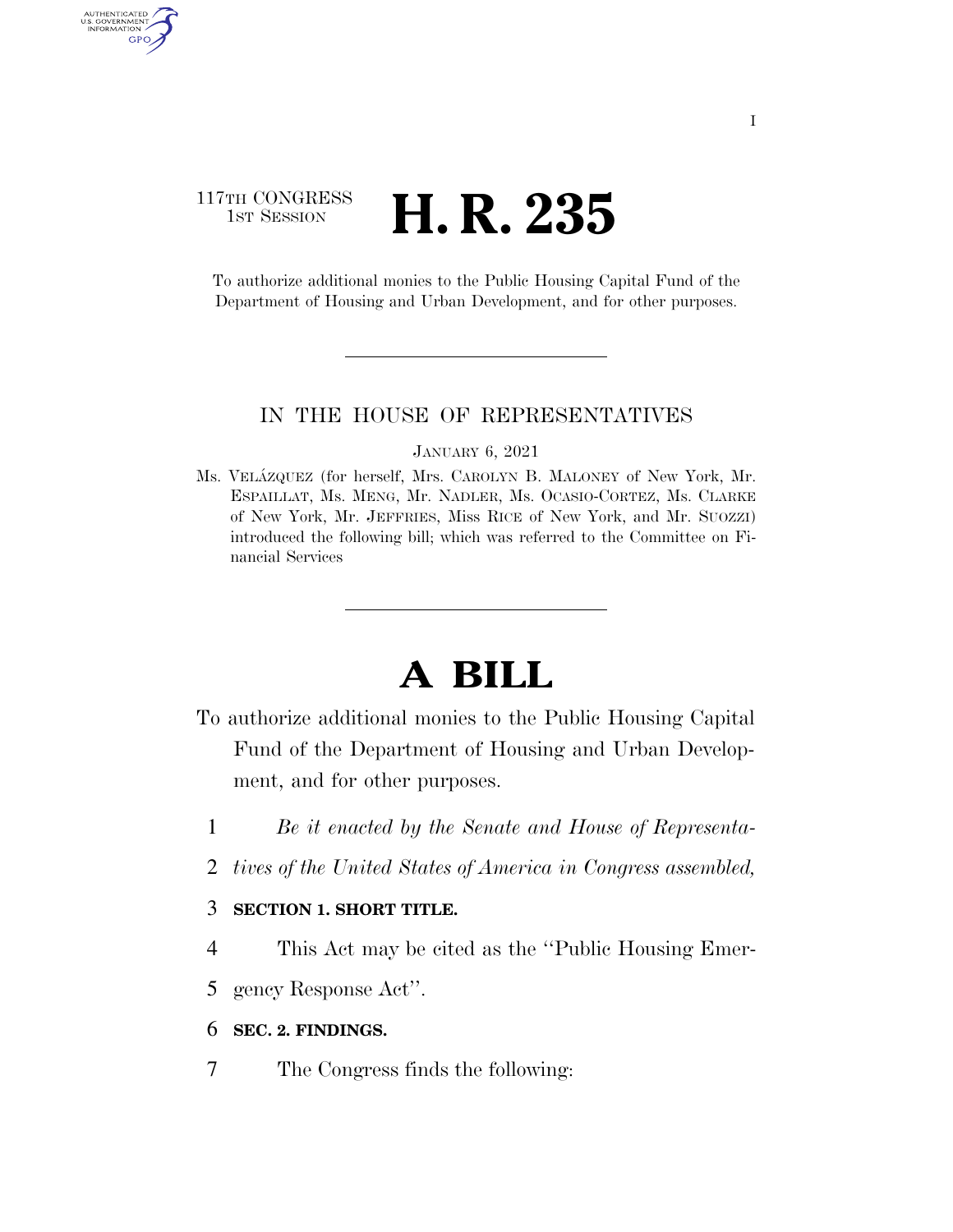117TH CONGRESS
1ST SESSION

# H. R. 235

To authorize additional monies to the Public Housing Capital Fund of the Department of Housing and Urban Development, and for other purposes.

IN THE HOUSE OF REPRESENTATIVES

JANUARY 6, 2021

Ms. VELÁZQUEZ (for herself, Mrs. CAROLYN B. MALONEY of New York, Mr. ESPAILLAT, Ms. MENG, Mr. NADLER, Ms. OCASIO-CORTEZ, Ms. CLARKE of New York, Mr. JEFFRIES, Miss RICE of New York, and Mr. SUOZZI) introduced the following bill; which was referred to the Committee on Financial Services

# A BILL

To authorize additional monies to the Public Housing Capital Fund of the Department of Housing and Urban Development, and for other purposes.

1 *Be it enacted by the Senate and House of Representa-*
2 *tives of the United States of America in Congress assembled,*

3 **SECTION 1. SHORT TITLE.**

4 This Act may be cited as the "Public Housing Emer-
5 gency Response Act".

6 **SEC. 2. FINDINGS.**

7 The Congress finds the following: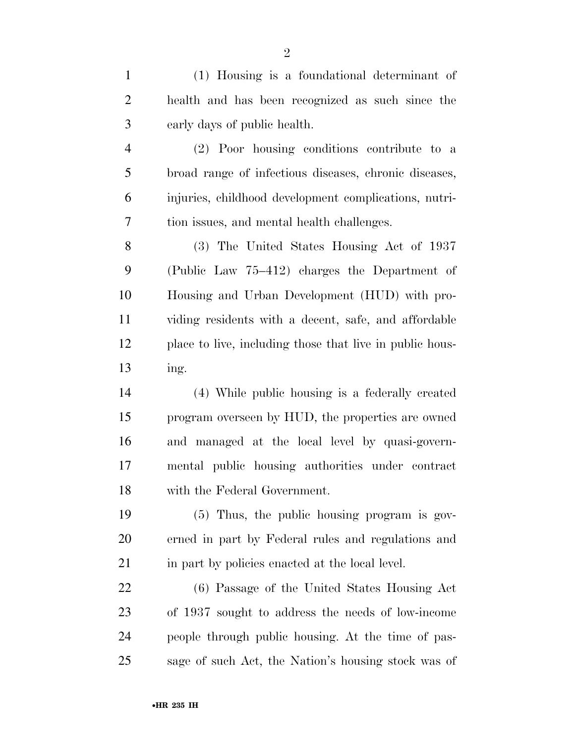(1) Housing is a foundational determinant of health and has been recognized as such since the early days of public health.

(2) Poor housing conditions contribute to a broad range of infectious diseases, chronic diseases, injuries, childhood development complications, nutrition issues, and mental health challenges.

(3) The United States Housing Act of 1937 (Public Law 75–412) charges the Department of Housing and Urban Development (HUD) with providing residents with a decent, safe, and affordable place to live, including those that live in public housing.

(4) While public housing is a federally created program overseen by HUD, the properties are owned and managed at the local level by quasi-governmental public housing authorities under contract with the Federal Government.

(5) Thus, the public housing program is governed in part by Federal rules and regulations and in part by policies enacted at the local level.

(6) Passage of the United States Housing Act of 1937 sought to address the needs of low-income people through public housing. At the time of passage of such Act, the Nation's housing stock was of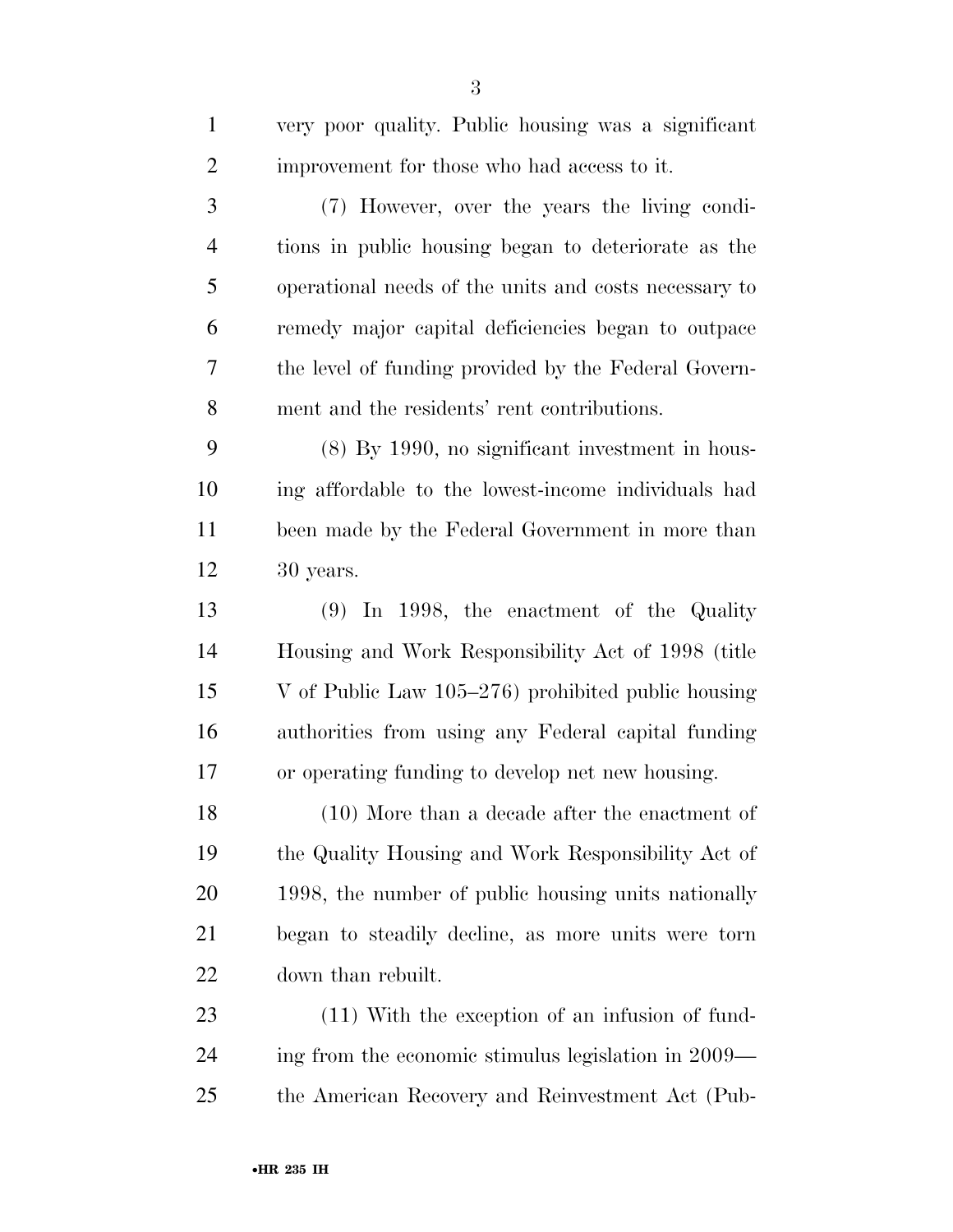very poor quality. Public housing was a significant improvement for those who had access to it.

(7) However, over the years the living conditions in public housing began to deteriorate as the operational needs of the units and costs necessary to remedy major capital deficiencies began to outpace the level of funding provided by the Federal Government and the residents' rent contributions.

(8) By 1990, no significant investment in housing affordable to the lowest-income individuals had been made by the Federal Government in more than 30 years.

(9) In 1998, the enactment of the Quality Housing and Work Responsibility Act of 1998 (title V of Public Law 105–276) prohibited public housing authorities from using any Federal capital funding or operating funding to develop net new housing.

(10) More than a decade after the enactment of the Quality Housing and Work Responsibility Act of 1998, the number of public housing units nationally began to steadily decline, as more units were torn down than rebuilt.

(11) With the exception of an infusion of funding from the economic stimulus legislation in 2009—the American Recovery and Reinvestment Act (Pub-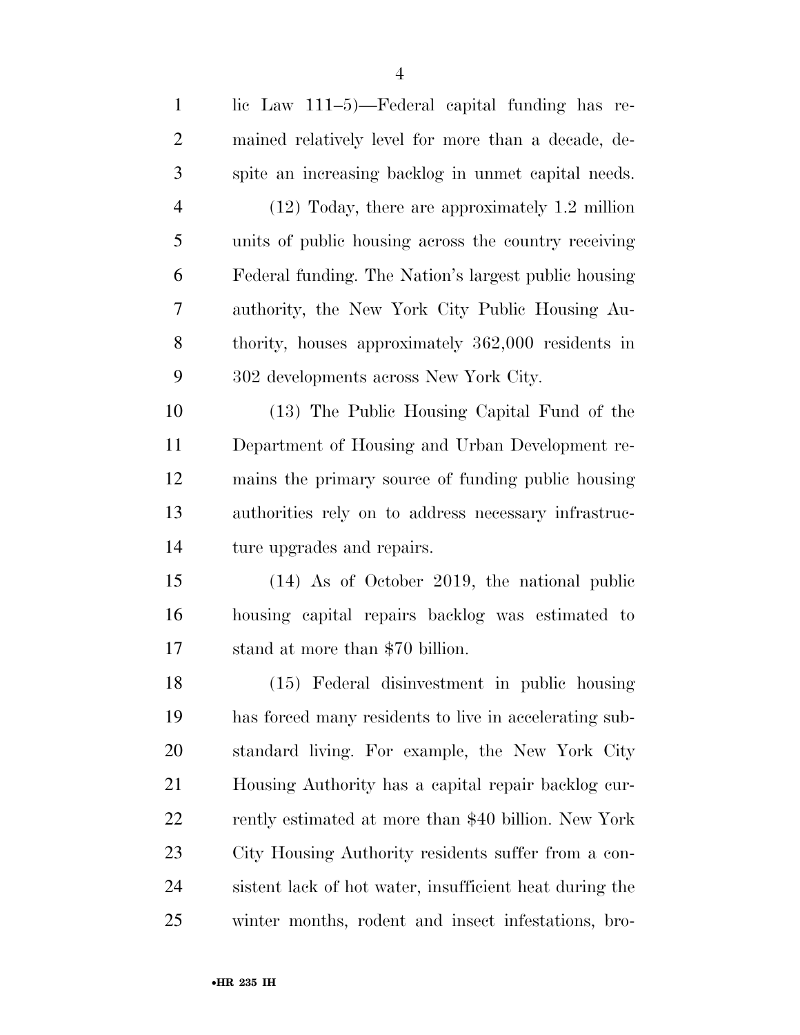lic Law 111–5)—Federal capital funding has remained relatively level for more than a decade, despite an increasing backlog in unmet capital needs.

(12) Today, there are approximately 1.2 million units of public housing across the country receiving Federal funding. The Nation's largest public housing authority, the New York City Public Housing Authority, houses approximately 362,000 residents in 302 developments across New York City.

(13) The Public Housing Capital Fund of the Department of Housing and Urban Development remains the primary source of funding public housing authorities rely on to address necessary infrastructure upgrades and repairs.

(14) As of October 2019, the national public housing capital repairs backlog was estimated to stand at more than $70 billion.

(15) Federal disinvestment in public housing has forced many residents to live in accelerating substandard living. For example, the New York City Housing Authority has a capital repair backlog currently estimated at more than $40 billion. New York City Housing Authority residents suffer from a consistent lack of hot water, insufficient heat during the winter months, rodent and insect infestations, bro-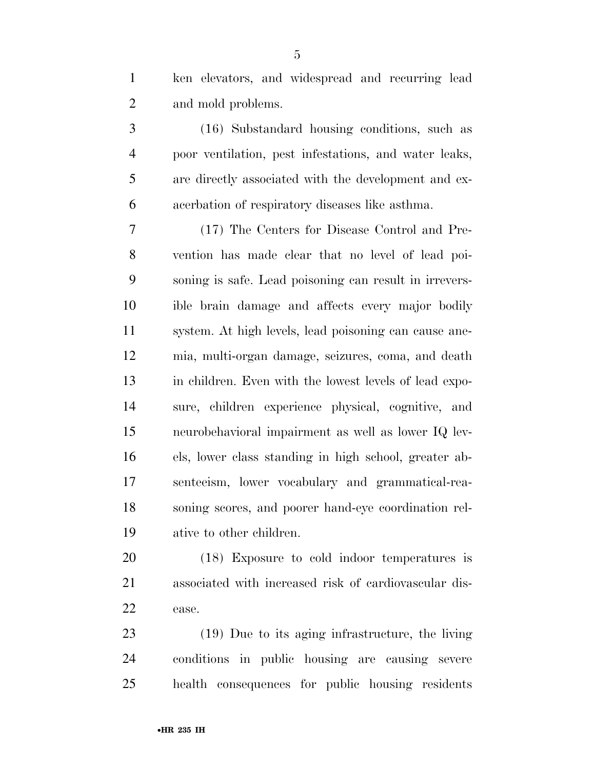ken elevators, and widespread and recurring lead and mold problems.

(16) Substandard housing conditions, such as poor ventilation, pest infestations, and water leaks, are directly associated with the development and exacerbation of respiratory diseases like asthma.

(17) The Centers for Disease Control and Prevention has made clear that no level of lead poisoning is safe. Lead poisoning can result in irreversible brain damage and affects every major bodily system. At high levels, lead poisoning can cause anemia, multi-organ damage, seizures, coma, and death in children. Even with the lowest levels of lead exposure, children experience physical, cognitive, and neurobehavioral impairment as well as lower IQ levels, lower class standing in high school, greater absenteeism, lower vocabulary and grammatical-reasoning scores, and poorer hand-eye coordination relative to other children.

(18) Exposure to cold indoor temperatures is associated with increased risk of cardiovascular disease.

(19) Due to its aging infrastructure, the living conditions in public housing are causing severe health consequences for public housing residents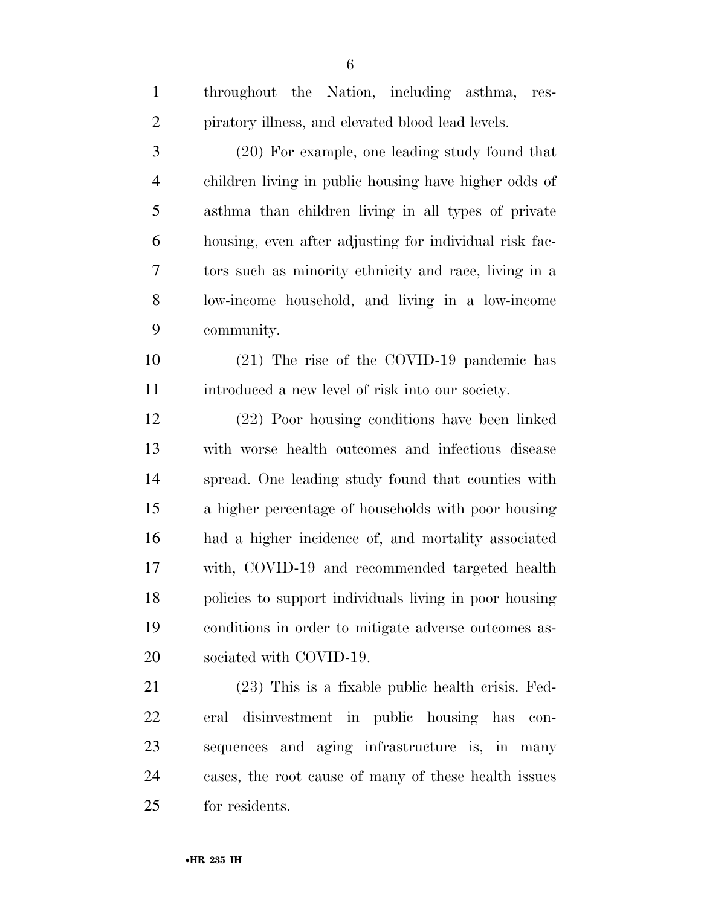throughout the Nation, including asthma, respiratory illness, and elevated blood lead levels.

(20) For example, one leading study found that children living in public housing have higher odds of asthma than children living in all types of private housing, even after adjusting for individual risk factors such as minority ethnicity and race, living in a low-income household, and living in a low-income community.

(21) The rise of the COVID-19 pandemic has introduced a new level of risk into our society.

(22) Poor housing conditions have been linked with worse health outcomes and infectious disease spread. One leading study found that counties with a higher percentage of households with poor housing had a higher incidence of, and mortality associated with, COVID-19 and recommended targeted health policies to support individuals living in poor housing conditions in order to mitigate adverse outcomes associated with COVID-19.

(23) This is a fixable public health crisis. Federal disinvestment in public housing has consequences and aging infrastructure is, in many cases, the root cause of many of these health issues for residents.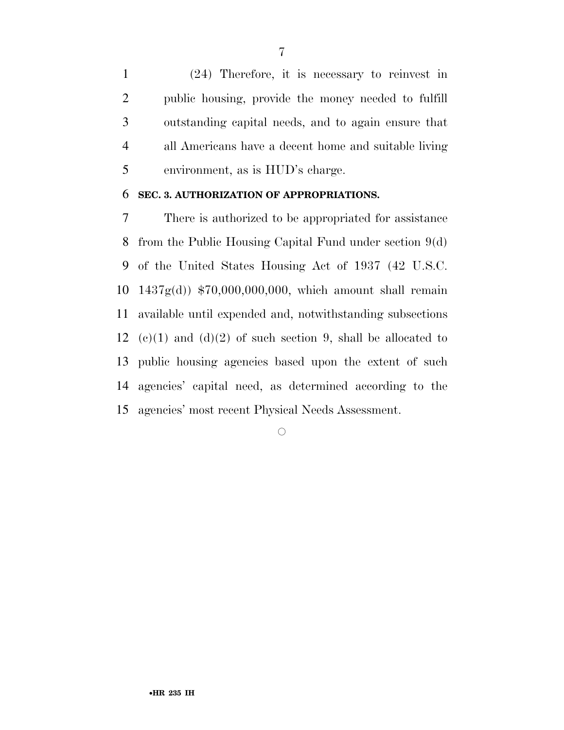(24) Therefore, it is necessary to reinvest in public housing, provide the money needed to fulfill outstanding capital needs, and to again ensure that all Americans have a decent home and suitable living environment, as is HUD's charge.

## SEC. 3. AUTHORIZATION OF APPROPRIATIONS.

There is authorized to be appropriated for assistance from the Public Housing Capital Fund under section 9(d) of the United States Housing Act of 1937 (42 U.S.C. 1437g(d)) $70,000,000,000, which amount shall remain available until expended and, notwithstanding subsections (c)(1) and (d)(2) of such section 9, shall be allocated to public housing agencies based upon the extent of such agencies' capital need, as determined according to the agencies' most recent Physical Needs Assessment.

○